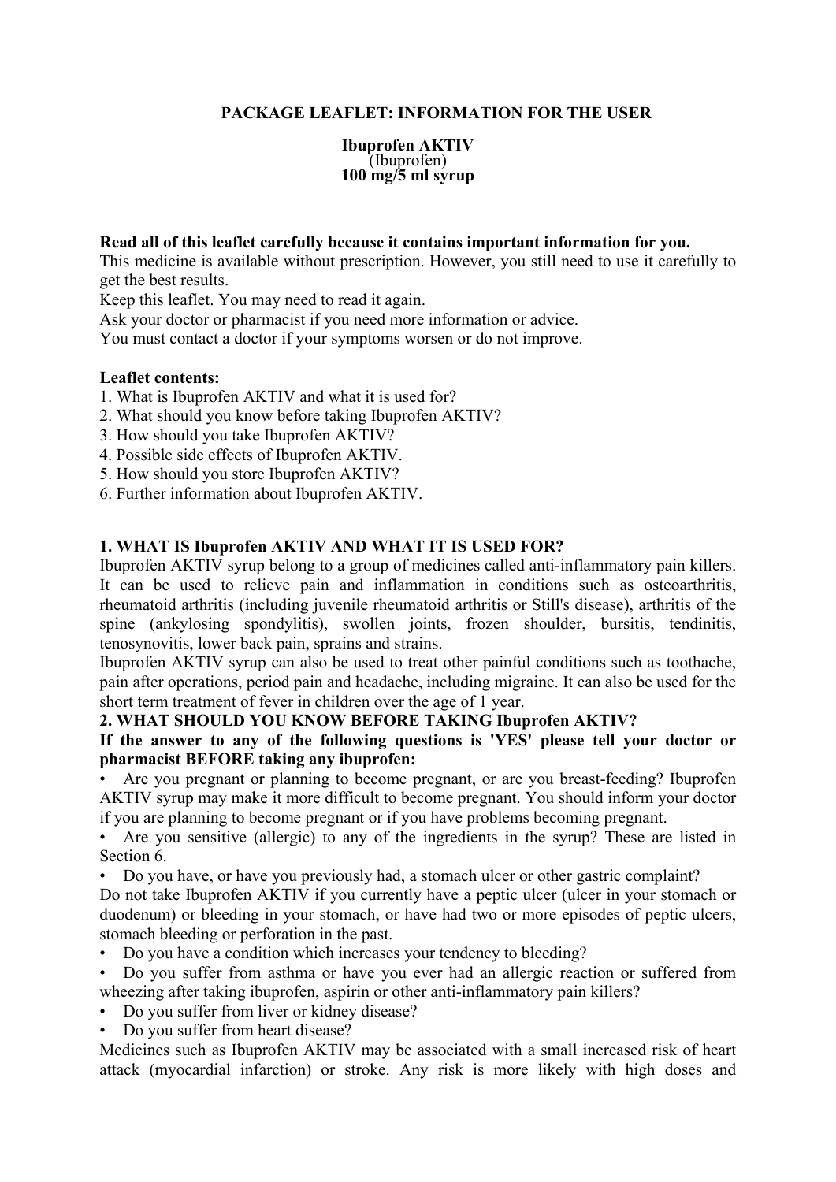**PACKAGE LEAFLET: INFORMATION FOR THE USER**

**Ibuprofen AKTIV**
(Ibuprofen)
**100 mg/5 ml syrup**

**Read all of this leaflet carefully because it contains important information for you.**
This medicine is available without prescription. However, you still need to use it carefully to get the best results.
Keep this leaflet. You may need to read it again.
Ask your doctor or pharmacist if you need more information or advice.
You must contact a doctor if your symptoms worsen or do not improve.

**Leaflet contents:**
1. What is Ibuprofen AKTIV and what it is used for?
2. What should you know before taking Ibuprofen AKTIV?
3. How should you take Ibuprofen AKTIV?
4. Possible side effects of Ibuprofen AKTIV.
5. How should you store Ibuprofen AKTIV?
6. Further information about Ibuprofen AKTIV.

## 1. WHAT IS Ibuprofen AKTIV AND WHAT IT IS USED FOR?

Ibuprofen AKTIV syrup belong to a group of medicines called anti-inflammatory pain killers. It can be used to relieve pain and inflammation in conditions such as osteoarthritis, rheumatoid arthritis (including juvenile rheumatoid arthritis or Still's disease), arthritis of the spine (ankylosing spondylitis), swollen joints, frozen shoulder, bursitis, tendinitis, tenosynovitis, lower back pain, sprains and strains.
Ibuprofen AKTIV syrup can also be used to treat other painful conditions such as toothache, pain after operations, period pain and headache, including migraine. It can also be used for the short term treatment of fever in children over the age of 1 year.

## 2. WHAT SHOULD YOU KNOW BEFORE TAKING Ibuprofen AKTIV?

**If the answer to any of the following questions is 'YES' please tell your doctor or pharmacist BEFORE taking any ibuprofen:**

- Are you pregnant or planning to become pregnant, or are you breast-feeding? Ibuprofen AKTIV syrup may make it more difficult to become pregnant. You should inform your doctor if you are planning to become pregnant or if you have problems becoming pregnant.
- Are you sensitive (allergic) to any of the ingredients in the syrup? These are listed in Section 6.
- Do you have, or have you previously had, a stomach ulcer or other gastric complaint?

Do not take Ibuprofen AKTIV if you currently have a peptic ulcer (ulcer in your stomach or duodenum) or bleeding in your stomach, or have had two or more episodes of peptic ulcers, stomach bleeding or perforation in the past.

- Do you have a condition which increases your tendency to bleeding?
- Do you suffer from asthma or have you ever had an allergic reaction or suffered from wheezing after taking ibuprofen, aspirin or other anti-inflammatory pain killers?
- Do you suffer from liver or kidney disease?
- Do you suffer from heart disease?

Medicines such as Ibuprofen AKTIV may be associated with a small increased risk of heart attack (myocardial infarction) or stroke. Any risk is more likely with high doses and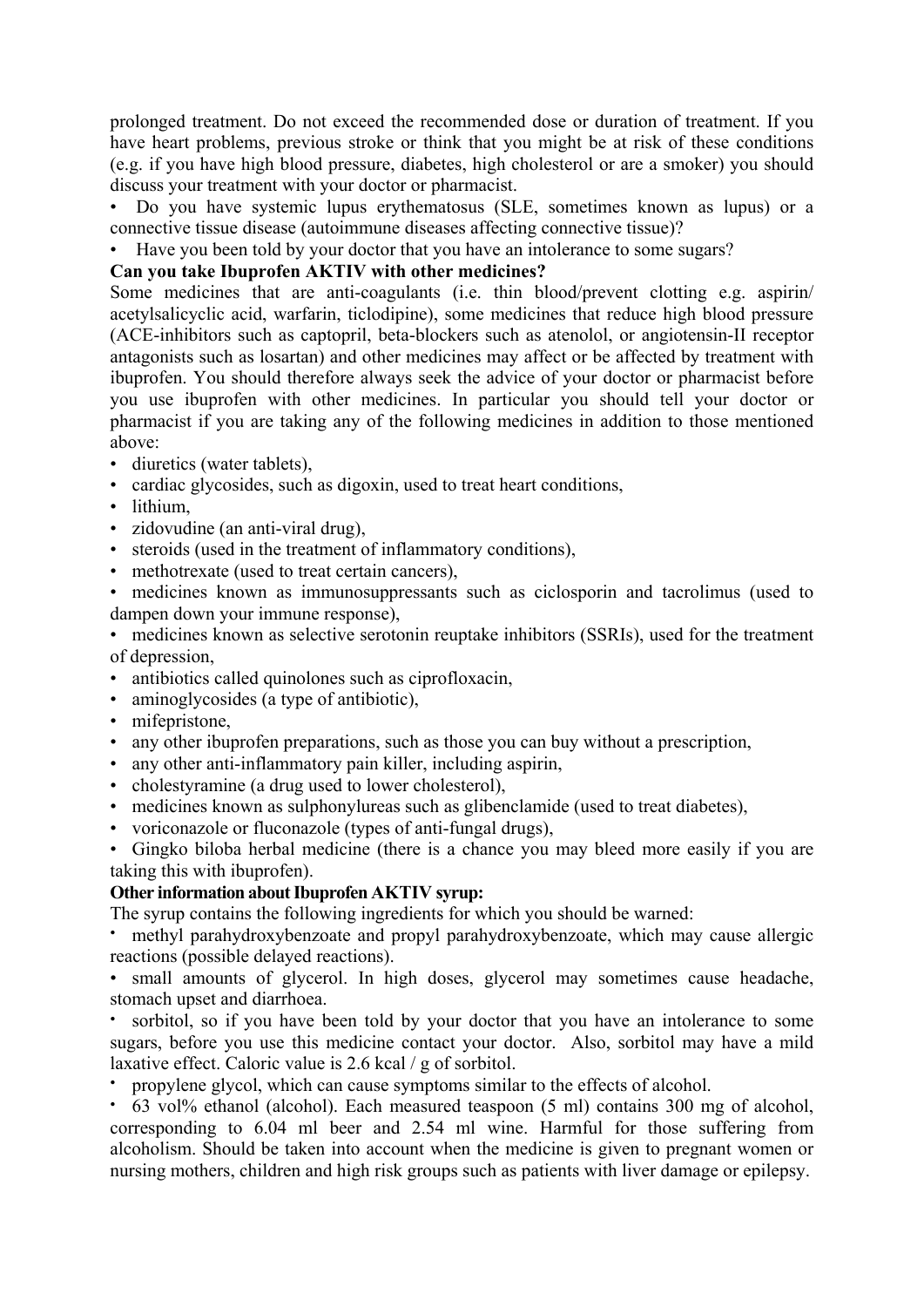prolonged treatment. Do not exceed the recommended dose or duration of treatment. If you have heart problems, previous stroke or think that you might be at risk of these conditions (e.g. if you have high blood pressure, diabetes, high cholesterol or are a smoker) you should discuss your treatment with your doctor or pharmacist.

- Do you have systemic lupus erythematosus (SLE, sometimes known as lupus) or a connective tissue disease (autoimmune diseases affecting connective tissue)?
- Have you been told by your doctor that you have an intolerance to some sugars?

**Can you take Ibuprofen AKTIV with other medicines?**

Some medicines that are anti-coagulants (i.e. thin blood/prevent clotting e.g. aspirin/ acetylsalicyclic acid, warfarin, ticlodipine), some medicines that reduce high blood pressure (ACE-inhibitors such as captopril, beta-blockers such as atenolol, or angiotensin-II receptor antagonists such as losartan) and other medicines may affect or be affected by treatment with ibuprofen. You should therefore always seek the advice of your doctor or pharmacist before you use ibuprofen with other medicines. In particular you should tell your doctor or pharmacist if you are taking any of the following medicines in addition to those mentioned above:

- diuretics (water tablets),
- cardiac glycosides, such as digoxin, used to treat heart conditions,
- lithium,
- zidovudine (an anti-viral drug),
- steroids (used in the treatment of inflammatory conditions),
- methotrexate (used to treat certain cancers),
- medicines known as immunosuppressants such as ciclosporin and tacrolimus (used to dampen down your immune response),
- medicines known as selective serotonin reuptake inhibitors (SSRIs), used for the treatment of depression,
- antibiotics called quinolones such as ciprofloxacin,
- aminoglycosides (a type of antibiotic),
- mifepristone,
- any other ibuprofen preparations, such as those you can buy without a prescription,
- any other anti-inflammatory pain killer, including aspirin,
- cholestyramine (a drug used to lower cholesterol),
- medicines known as sulphonylureas such as glibenclamide (used to treat diabetes),
- voriconazole or fluconazole (types of anti-fungal drugs),
- Gingko biloba herbal medicine (there is a chance you may bleed more easily if you are taking this with ibuprofen).

**Other information about Ibuprofen AKTIV syrup:**

The syrup contains the following ingredients for which you should be warned:

- methyl parahydroxybenzoate and propyl parahydroxybenzoate, which may cause allergic reactions (possible delayed reactions).
- small amounts of glycerol. In high doses, glycerol may sometimes cause headache, stomach upset and diarrhoea.
- sorbitol, so if you have been told by your doctor that you have an intolerance to some sugars, before you use this medicine contact your doctor. Also, sorbitol may have a mild laxative effect. Caloric value is 2.6 kcal / g of sorbitol.
- propylene glycol, which can cause symptoms similar to the effects of alcohol.
- 63 vol% ethanol (alcohol). Each measured teaspoon (5 ml) contains 300 mg of alcohol, corresponding to 6.04 ml beer and 2.54 ml wine. Harmful for those suffering from alcoholism. Should be taken into account when the medicine is given to pregnant women or nursing mothers, children and high risk groups such as patients with liver damage or epilepsy.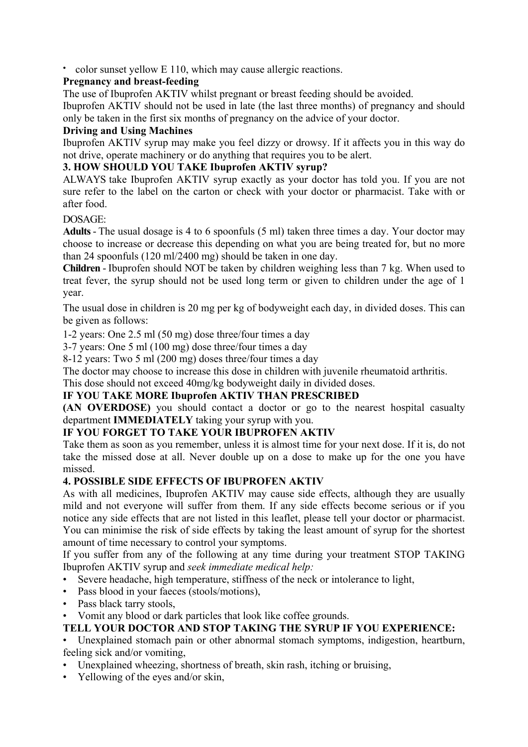- color sunset yellow E 110, which may cause allergic reactions.

**Pregnancy and breast-feeding**

The use of Ibuprofen AKTIV whilst pregnant or breast feeding should be avoided.

Ibuprofen AKTIV should not be used in late (the last three months) of pregnancy and should only be taken in the first six months of pregnancy on the advice of your doctor.

**Driving and Using Machines**

Ibuprofen AKTIV syrup may make you feel dizzy or drowsy. If it affects you in this way do not drive, operate machinery or do anything that requires you to be alert.

## 3. HOW SHOULD YOU TAKE Ibuprofen AKTIV syrup?

ALWAYS take Ibuprofen AKTIV syrup exactly as your doctor has told you. If you are not sure refer to the label on the carton or check with your doctor or pharmacist. Take with or after food.

DOSAGE:

**Adults** - The usual dosage is 4 to 6 spoonfuls (5 ml) taken three times a day. Your doctor may choose to increase or decrease this depending on what you are being treated for, but no more than 24 spoonfuls (120 ml/2400 mg) should be taken in one day.

**Children** - Ibuprofen should NOT be taken by children weighing less than 7 kg. When used to treat fever, the syrup should not be used long term or given to children under the age of 1 year.

The usual dose in children is 20 mg per kg of bodyweight each day, in divided doses. This can be given as follows:

1-2 years: One 2.5 ml (50 mg) dose three/four times a day

3-7 years: One 5 ml (100 mg) dose three/four times a day

8-12 years: Two 5 ml (200 mg) doses three/four times a day

The doctor may choose to increase this dose in children with juvenile rheumatoid arthritis.

This dose should not exceed 40mg/kg bodyweight daily in divided doses.

**IF YOU TAKE MORE Ibuprofen AKTIV THAN PRESCRIBED**

**(AN OVERDOSE)** you should contact a doctor or go to the nearest hospital casualty department **IMMEDIATELY** taking your syrup with you.

**IF YOU FORGET TO TAKE YOUR IBUPROFEN AKTIV**

Take them as soon as you remember, unless it is almost time for your next dose. If it is, do not take the missed dose at all. Never double up on a dose to make up for the one you have missed.

## 4. POSSIBLE SIDE EFFECTS OF IBUPROFEN AKTIV

As with all medicines, Ibuprofen AKTIV may cause side effects, although they are usually mild and not everyone will suffer from them. If any side effects become serious or if you notice any side effects that are not listed in this leaflet, please tell your doctor or pharmacist. You can minimise the risk of side effects by taking the least amount of syrup for the shortest amount of time necessary to control your symptoms.

If you suffer from any of the following at any time during your treatment STOP TAKING Ibuprofen AKTIV syrup and *seek immediate medical help:*

- Severe headache, high temperature, stiffness of the neck or intolerance to light,
- Pass blood in your faeces (stools/motions),
- Pass black tarry stools,
- Vomit any blood or dark particles that look like coffee grounds.

**TELL YOUR DOCTOR AND STOP TAKING THE SYRUP IF YOU EXPERIENCE:**

- Unexplained stomach pain or other abnormal stomach symptoms, indigestion, heartburn, feeling sick and/or vomiting,
- Unexplained wheezing, shortness of breath, skin rash, itching or bruising,
- Yellowing of the eyes and/or skin,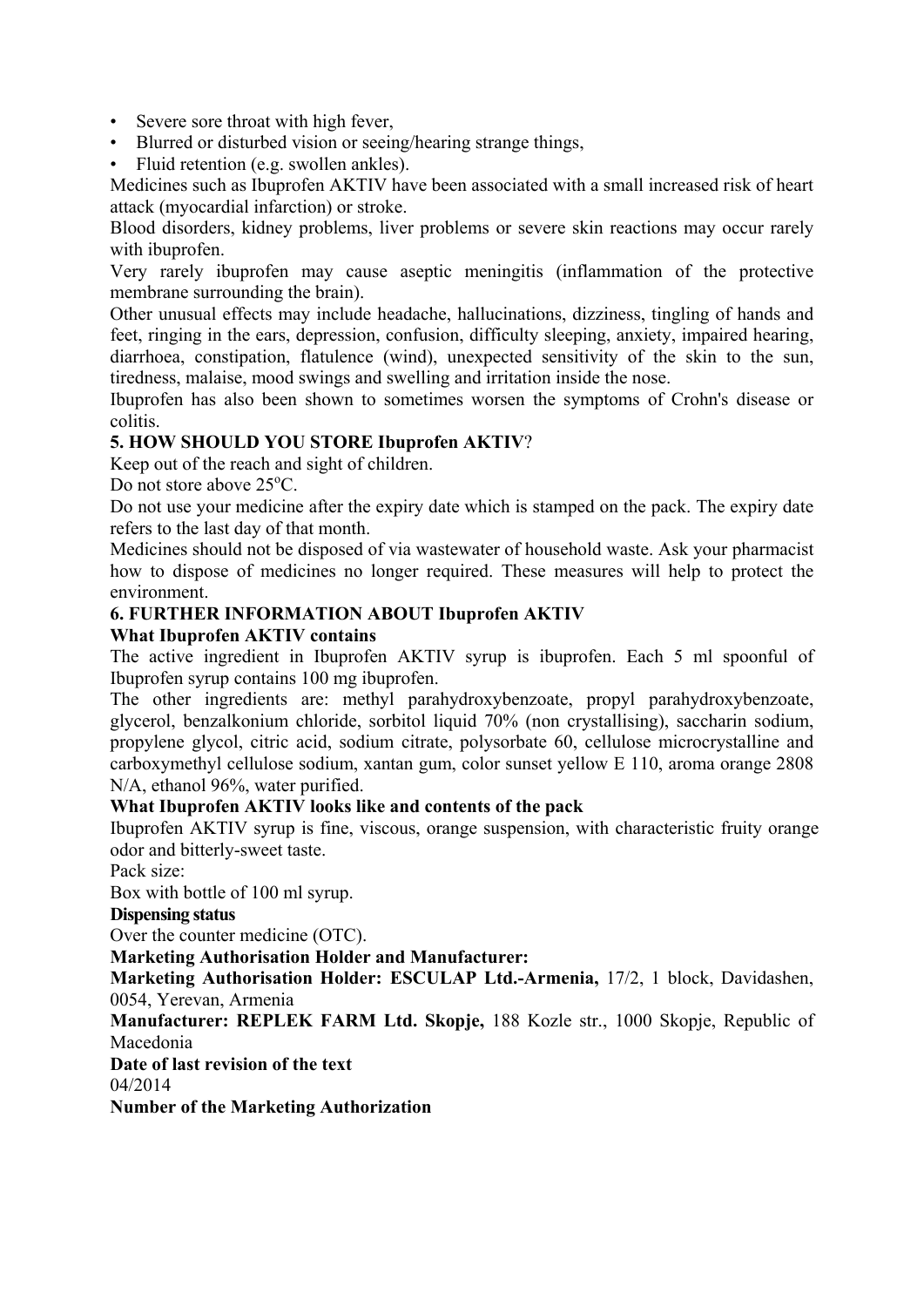- Severe sore throat with high fever,
- Blurred or disturbed vision or seeing/hearing strange things,
- Fluid retention (e.g. swollen ankles).

Medicines such as Ibuprofen AKTIV have been associated with a small increased risk of heart attack (myocardial infarction) or stroke.

Blood disorders, kidney problems, liver problems or severe skin reactions may occur rarely with ibuprofen.

Very rarely ibuprofen may cause aseptic meningitis (inflammation of the protective membrane surrounding the brain).

Other unusual effects may include headache, hallucinations, dizziness, tingling of hands and feet, ringing in the ears, depression, confusion, difficulty sleeping, anxiety, impaired hearing, diarrhoea, constipation, flatulence (wind), unexpected sensitivity of the skin to the sun, tiredness, malaise, mood swings and swelling and irritation inside the nose.

Ibuprofen has also been shown to sometimes worsen the symptoms of Crohn's disease or colitis.

**5. HOW SHOULD YOU STORE Ibuprofen AKTIV**?

Keep out of the reach and sight of children.

Do not store above 25°C.

Do not use your medicine after the expiry date which is stamped on the pack. The expiry date refers to the last day of that month.

Medicines should not be disposed of via wastewater of household waste. Ask your pharmacist how to dispose of medicines no longer required. These measures will help to protect the environment.

**6. FURTHER INFORMATION ABOUT Ibuprofen AKTIV**

**What Ibuprofen AKTIV contains**

The active ingredient in Ibuprofen AKTIV syrup is ibuprofen. Each 5 ml spoonful of Ibuprofen syrup contains 100 mg ibuprofen.

The other ingredients are: methyl parahydroxybenzoate, propyl parahydroxybenzoate, glycerol, benzalkonium chloride, sorbitol liquid 70% (non crystallising), saccharin sodium, propylene glycol, citric acid, sodium citrate, polysorbate 60, cellulose microcrystalline and carboxymethyl cellulose sodium, xantan gum, color sunset yellow E 110, aroma orange 2808 N/A, ethanol 96%, water purified.

**What Ibuprofen AKTIV looks like and contents of the pack**

Ibuprofen AKTIV syrup is fine, viscous, orange suspension, with characteristic fruity orange odor and bitterly-sweet taste.

Pack size:

Box with bottle of 100 ml syrup.

**Dispensing status**

Over the counter medicine (OTC).

**Marketing Authorisation Holder and Manufacturer:**

**Marketing Authorisation Holder: ESCULAP Ltd.-Armenia,** 17/2, 1 block, Davidashen, 0054, Yerevan, Armenia

**Manufacturer: REPLEK FARM Ltd. Skopje,** 188 Kozle str., 1000 Skopje, Republic of Macedonia

**Date of last revision of the text**

04/2014

**Number of the Marketing Authorization**